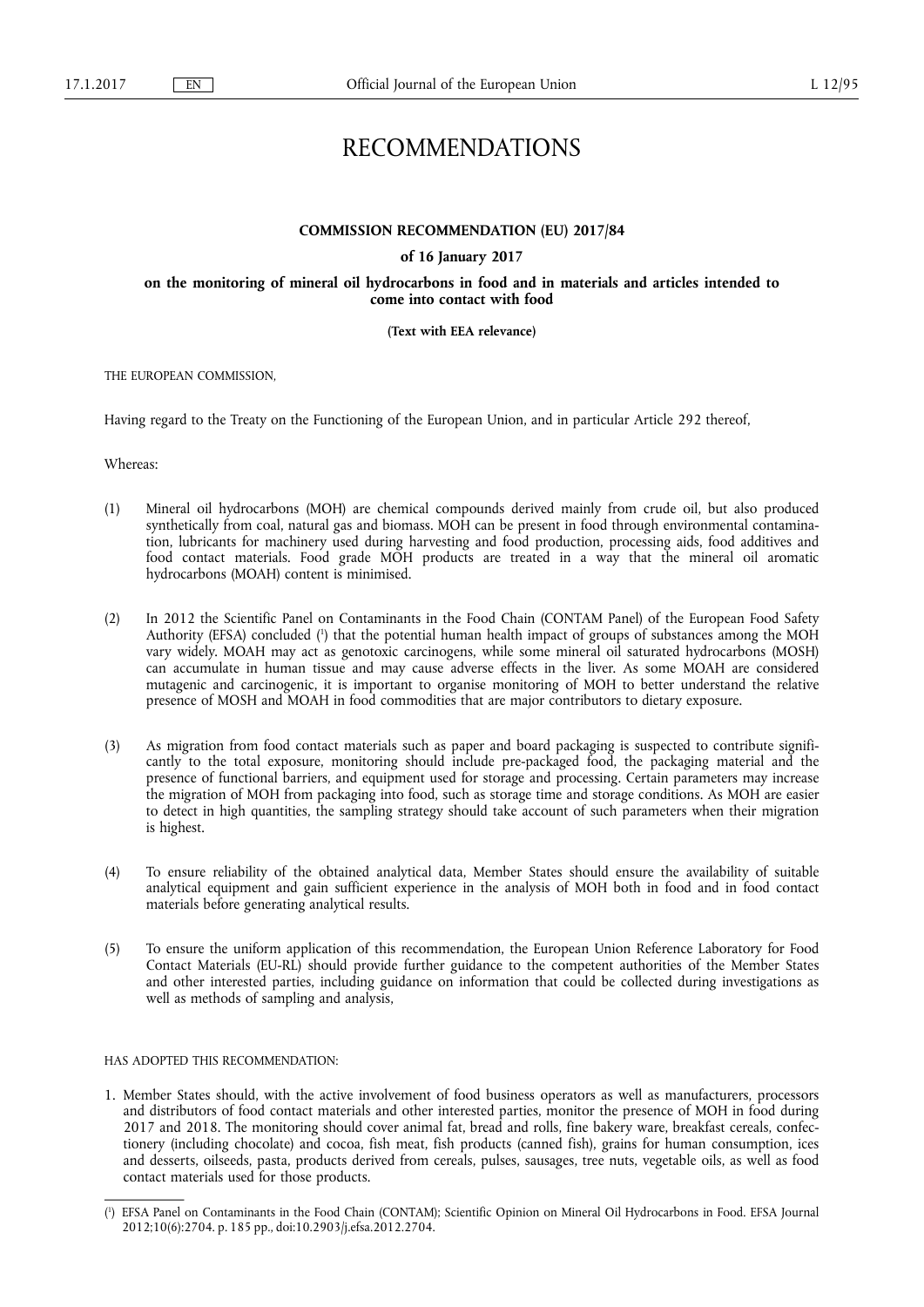# RECOMMENDATIONS

## COMMISSION RECOMMENDATION (EU) 2017/84

**of 16 January 2017**

**on the monitoring of mineral oil hydrocarbons in food and in materials and articles intended to come into contact with food**

**(Text with EEA relevance)**

THE EUROPEAN COMMISSION,

Having regard to the Treaty on the Functioning of the European Union, and in particular Article 292 thereof,

Whereas:

(1) Mineral oil hydrocarbons (MOH) are chemical compounds derived mainly from crude oil, but also produced synthetically from coal, natural gas and biomass. MOH can be present in food through environmental contamination, lubricants for machinery used during harvesting and food production, processing aids, food additives and food contact materials. Food grade MOH products are treated in a way that the mineral oil aromatic hydrocarbons (MOAH) content is minimised.

(2) In 2012 the Scientific Panel on Contaminants in the Food Chain (CONTAM Panel) of the European Food Safety Authority (EFSA) concluded [1] that the potential human health impact of groups of substances among the MOH vary widely. MOAH may act as genotoxic carcinogens, while some mineral oil saturated hydrocarbons (MOSH) can accumulate in human tissue and may cause adverse effects in the liver. As some MOAH are considered mutagenic and carcinogenic, it is important to organise monitoring of MOH to better understand the relative presence of MOSH and MOAH in food commodities that are major contributors to dietary exposure.

(3) As migration from food contact materials such as paper and board packaging is suspected to contribute significantly to the total exposure, monitoring should include pre-packaged food, the packaging material and the presence of functional barriers, and equipment used for storage and processing. Certain parameters may increase the migration of MOH from packaging into food, such as storage time and storage conditions. As MOH are easier to detect in high quantities, the sampling strategy should take account of such parameters when their migration is highest.

(4) To ensure reliability of the obtained analytical data, Member States should ensure the availability of suitable analytical equipment and gain sufficient experience in the analysis of MOH both in food and in food contact materials before generating analytical results.

(5) To ensure the uniform application of this recommendation, the European Union Reference Laboratory for Food Contact Materials (EU-RL) should provide further guidance to the competent authorities of the Member States and other interested parties, including guidance on information that could be collected during investigations as well as methods of sampling and analysis,

HAS ADOPTED THIS RECOMMENDATION:

1. Member States should, with the active involvement of food business operators as well as manufacturers, processors and distributors of food contact materials and other interested parties, monitor the presence of MOH in food during 2017 and 2018. The monitoring should cover animal fat, bread and rolls, fine bakery ware, breakfast cereals, confectionery (including chocolate) and cocoa, fish meat, fish products (canned fish), grains for human consumption, ices and desserts, oilseeds, pasta, products derived from cereals, pulses, sausages, tree nuts, vegetable oils, as well as food contact materials used for those products.

---

[1] EFSA Panel on Contaminants in the Food Chain (CONTAM); Scientific Opinion on Mineral Oil Hydrocarbons in Food. EFSA Journal 2012;10(6):2704. p. 185 pp., doi:10.2903/j.efsa.2012.2704.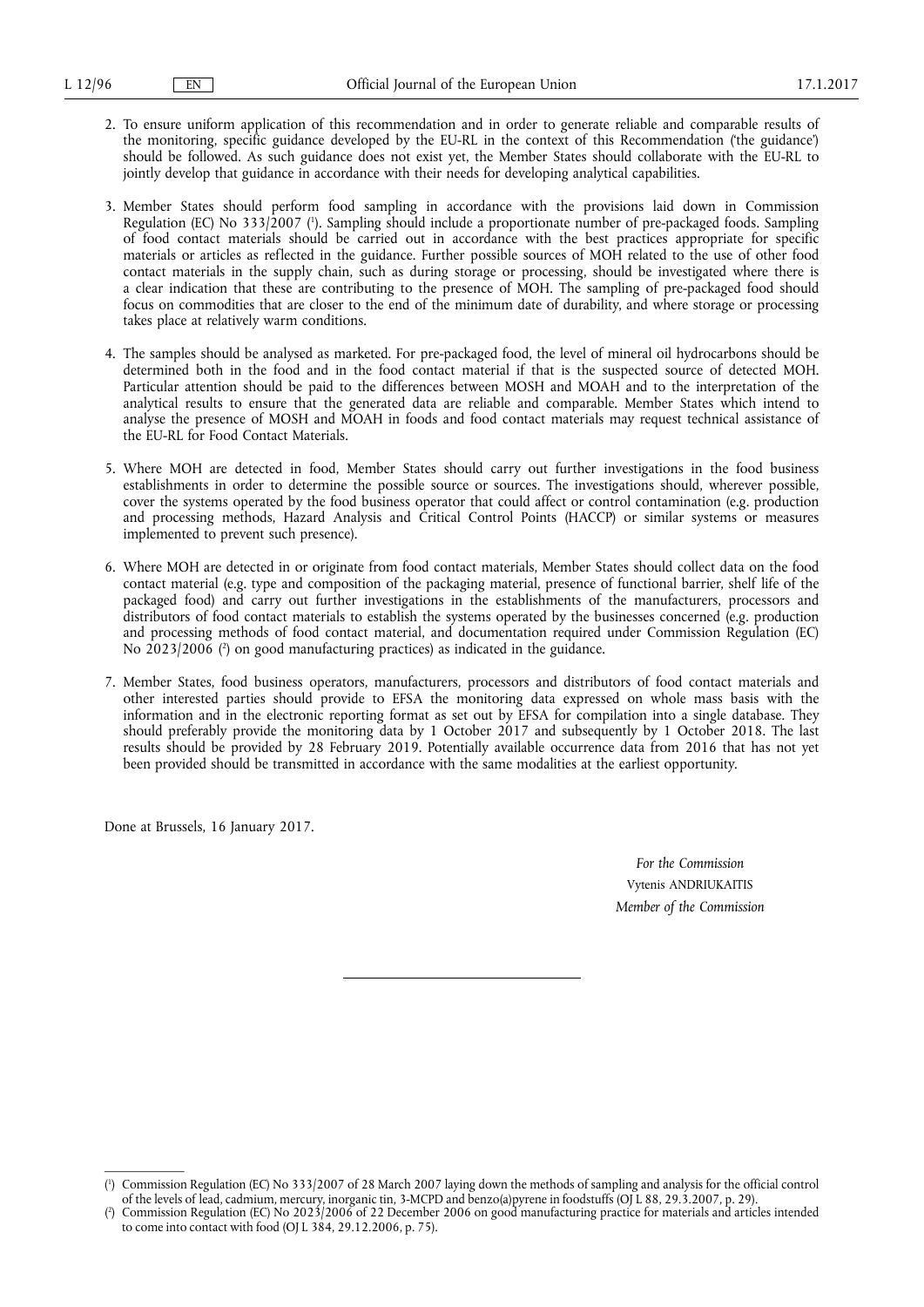2. To ensure uniform application of this recommendation and in order to generate reliable and comparable results of the monitoring, specific guidance developed by the EU-RL in the context of this Recommendation ('the guidance') should be followed. As such guidance does not exist yet, the Member States should collaborate with the EU-RL to jointly develop that guidance in accordance with their needs for developing analytical capabilities.

3. Member States should perform food sampling in accordance with the provisions laid down in Commission Regulation (EC) No 333/2007 [1]. Sampling should include a proportionate number of pre-packaged foods. Sampling of food contact materials should be carried out in accordance with the best practices appropriate for specific materials or articles as reflected in the guidance. Further possible sources of MOH related to the use of other food contact materials in the supply chain, such as during storage or processing, should be investigated where there is a clear indication that these are contributing to the presence of MOH. The sampling of pre-packaged food should focus on commodities that are closer to the end of the minimum date of durability, and where storage or processing takes place at relatively warm conditions.

4. The samples should be analysed as marketed. For pre-packaged food, the level of mineral oil hydrocarbons should be determined both in the food and in the food contact material if that is the suspected source of detected MOH. Particular attention should be paid to the differences between MOSH and MOAH and to the interpretation of the analytical results to ensure that the generated data are reliable and comparable. Member States which intend to analyse the presence of MOSH and MOAH in foods and food contact materials may request technical assistance of the EU-RL for Food Contact Materials.

5. Where MOH are detected in food, Member States should carry out further investigations in the food business establishments in order to determine the possible source or sources. The investigations should, wherever possible, cover the systems operated by the food business operator that could affect or control contamination (e.g. production and processing methods, Hazard Analysis and Critical Control Points (HACCP) or similar systems or measures implemented to prevent such presence).

6. Where MOH are detected in or originate from food contact materials, Member States should collect data on the food contact material (e.g. type and composition of the packaging material, presence of functional barrier, shelf life of the packaged food) and carry out further investigations in the establishments of the manufacturers, processors and distributors of food contact materials to establish the systems operated by the businesses concerned (e.g. production and processing methods of food contact material, and documentation required under Commission Regulation (EC) No 2023/2006 [2] on good manufacturing practices) as indicated in the guidance.

7. Member States, food business operators, manufacturers, processors and distributors of food contact materials and other interested parties should provide to EFSA the monitoring data expressed on whole mass basis with the information and in the electronic reporting format as set out by EFSA for compilation into a single database. They should preferably provide the monitoring data by 1 October 2017 and subsequently by 1 October 2018. The last results should be provided by 28 February 2019. Potentially available occurrence data from 2016 that has not yet been provided should be transmitted in accordance with the same modalities at the earliest opportunity.

Done at Brussels, 16 January 2017.

*For the Commission*

Vytenis ANDRIUKAITIS

*Member of the Commission*

---

[1] Commission Regulation (EC) No 333/2007 of 28 March 2007 laying down the methods of sampling and analysis for the official control of the levels of lead, cadmium, mercury, inorganic tin, 3-MCPD and benzo(a)pyrene in foodstuffs (OJ L 88, 29.3.2007, p. 29).

[2] Commission Regulation (EC) No 2023/2006 of 22 December 2006 on good manufacturing practice for materials and articles intended to come into contact with food (OJ L 384, 29.12.2006, p. 75).